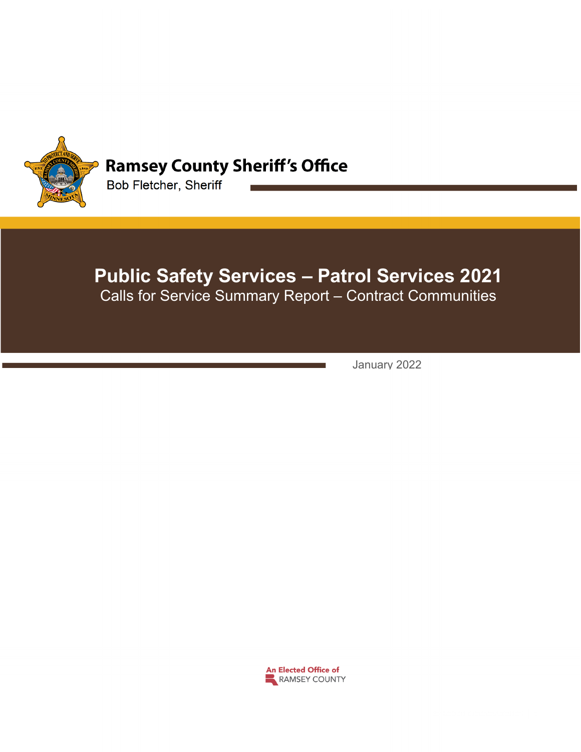**Ramsey County Sheriff's Office**

Bob Fletcher, Sheriff

# Public Safety Services – Patrol Services 2021

## Calls for Service Summary Report – Contract Communities

January 2022

An Elected Office of RAMSEY COUNTY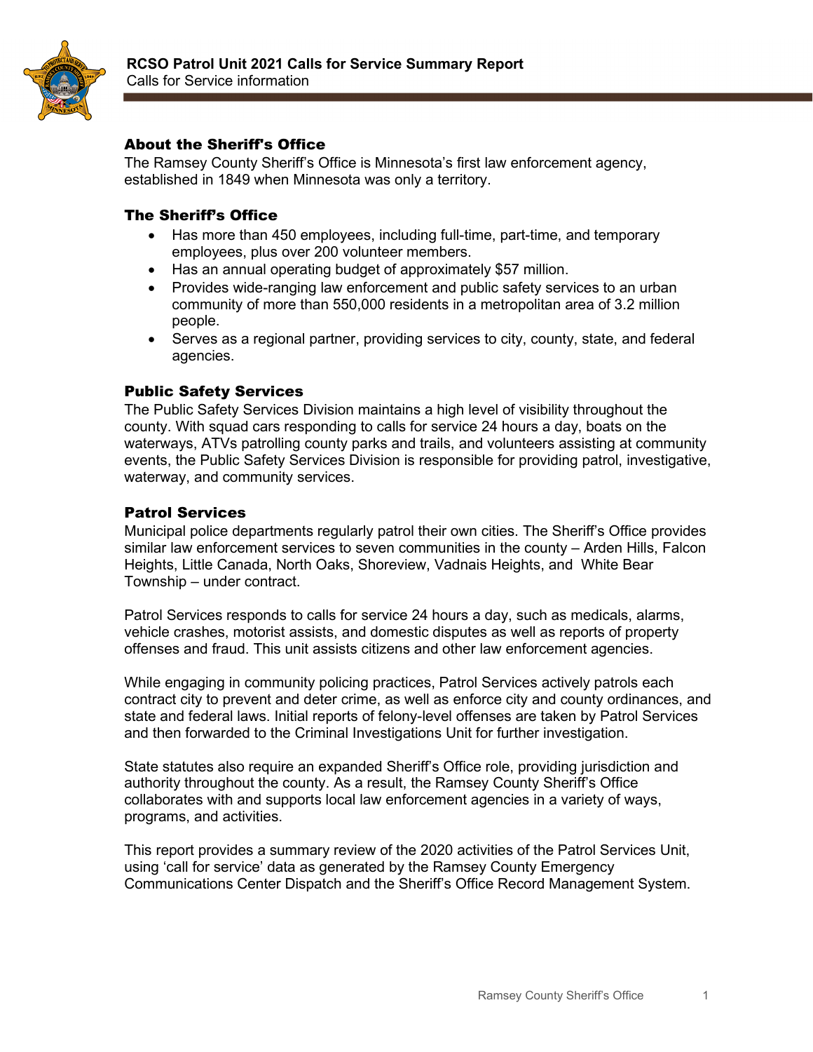# RCSO Patrol Unit 2021 Calls for Service Summary Report

Calls for Service information

## About the Sheriff's Office

The Ramsey County Sheriff's Office is Minnesota's first law enforcement agency, established in 1849 when Minnesota was only a territory.

## The Sheriff's Office

- Has more than 450 employees, including full-time, part-time, and temporary employees, plus over 200 volunteer members.
- Has an annual operating budget of approximately $57 million.
- Provides wide-ranging law enforcement and public safety services to an urban community of more than 550,000 residents in a metropolitan area of 3.2 million people.
- Serves as a regional partner, providing services to city, county, state, and federal agencies.

## Public Safety Services

The Public Safety Services Division maintains a high level of visibility throughout the county. With squad cars responding to calls for service 24 hours a day, boats on the waterways, ATVs patrolling county parks and trails, and volunteers assisting at community events, the Public Safety Services Division is responsible for providing patrol, investigative, waterway, and community services.

## Patrol Services

Municipal police departments regularly patrol their own cities. The Sheriff's Office provides similar law enforcement services to seven communities in the county – Arden Hills, Falcon Heights, Little Canada, North Oaks, Shoreview, Vadnais Heights, and White Bear Township – under contract.

Patrol Services responds to calls for service 24 hours a day, such as medicals, alarms, vehicle crashes, motorist assists, and domestic disputes as well as reports of property offenses and fraud. This unit assists citizens and other law enforcement agencies.

While engaging in community policing practices, Patrol Services actively patrols each contract city to prevent and deter crime, as well as enforce city and county ordinances, and state and federal laws. Initial reports of felony-level offenses are taken by Patrol Services and then forwarded to the Criminal Investigations Unit for further investigation.

State statutes also require an expanded Sheriff's Office role, providing jurisdiction and authority throughout the county. As a result, the Ramsey County Sheriff's Office collaborates with and supports local law enforcement agencies in a variety of ways, programs, and activities.

This report provides a summary review of the 2020 activities of the Patrol Services Unit, using 'call for service' data as generated by the Ramsey County Emergency Communications Center Dispatch and the Sheriff's Office Record Management System.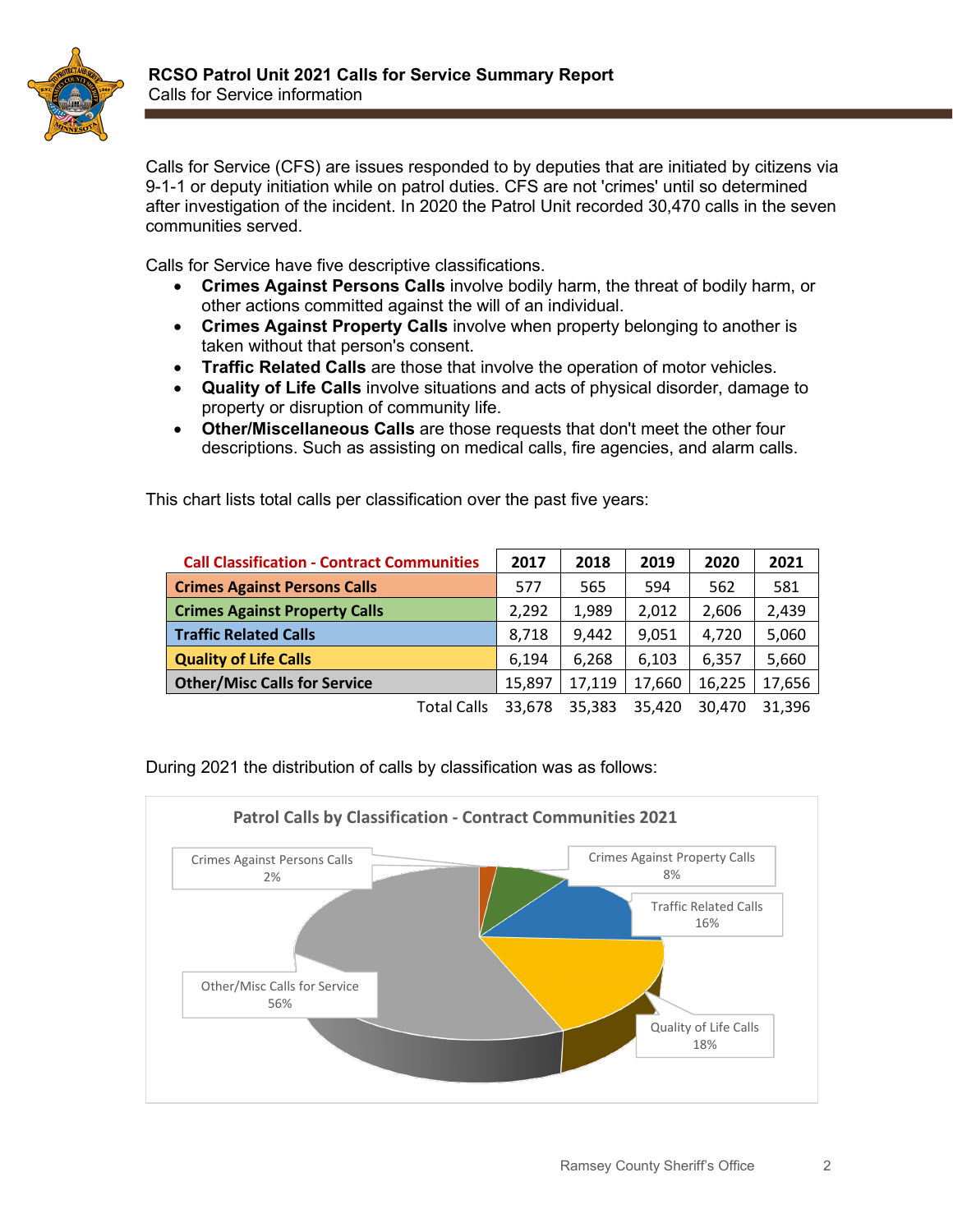# RCSO Patrol Unit 2021 Calls for Service Summary Report

Calls for Service information

Calls for Service (CFS) are issues responded to by deputies that are initiated by citizens via 9-1-1 or deputy initiation while on patrol duties. CFS are not 'crimes' until so determined after investigation of the incident. In 2020 the Patrol Unit recorded 30,470 calls in the seven communities served.

Calls for Service have five descriptive classifications.

- **Crimes Against Persons Calls** involve bodily harm, the threat of bodily harm, or other actions committed against the will of an individual.
- **Crimes Against Property Calls** involve when property belonging to another is taken without that person's consent.
- **Traffic Related Calls** are those that involve the operation of motor vehicles.
- **Quality of Life Calls** involve situations and acts of physical disorder, damage to property or disruption of community life.
- **Other/Miscellaneous Calls** are those requests that don't meet the other four descriptions. Such as assisting on medical calls, fire agencies, and alarm calls.

This chart lists total calls per classification over the past five years:

| Call Classification - Contract Communities | 2017 | 2018 | 2019 | 2020 | 2021 |
|---|---|---|---|---|---|
| Crimes Against Persons Calls | 577 | 565 | 594 | 562 | 581 |
| Crimes Against Property Calls | 2,292 | 1,989 | 2,012 | 2,606 | 2,439 |
| Traffic Related Calls | 8,718 | 9,442 | 9,051 | 4,720 | 5,060 |
| Quality of Life Calls | 6,194 | 6,268 | 6,103 | 6,357 | 5,660 |
| Other/Misc Calls for Service | 15,897 | 17,119 | 17,660 | 16,225 | 17,656 |
| Total Calls | 33,678 | 35,383 | 35,420 | 30,470 | 31,396 |

During 2021 the distribution of calls by classification was as follows:

**Patrol Calls by Classification - Contract Communities 2021**

| Classification | Percent |
|---|---|
| Crimes Against Persons Calls | 2% |
| Crimes Against Property Calls | 8% |
| Traffic Related Calls | 16% |
| Quality of Life Calls | 18% |
| Other/Misc Calls for Service | 56% |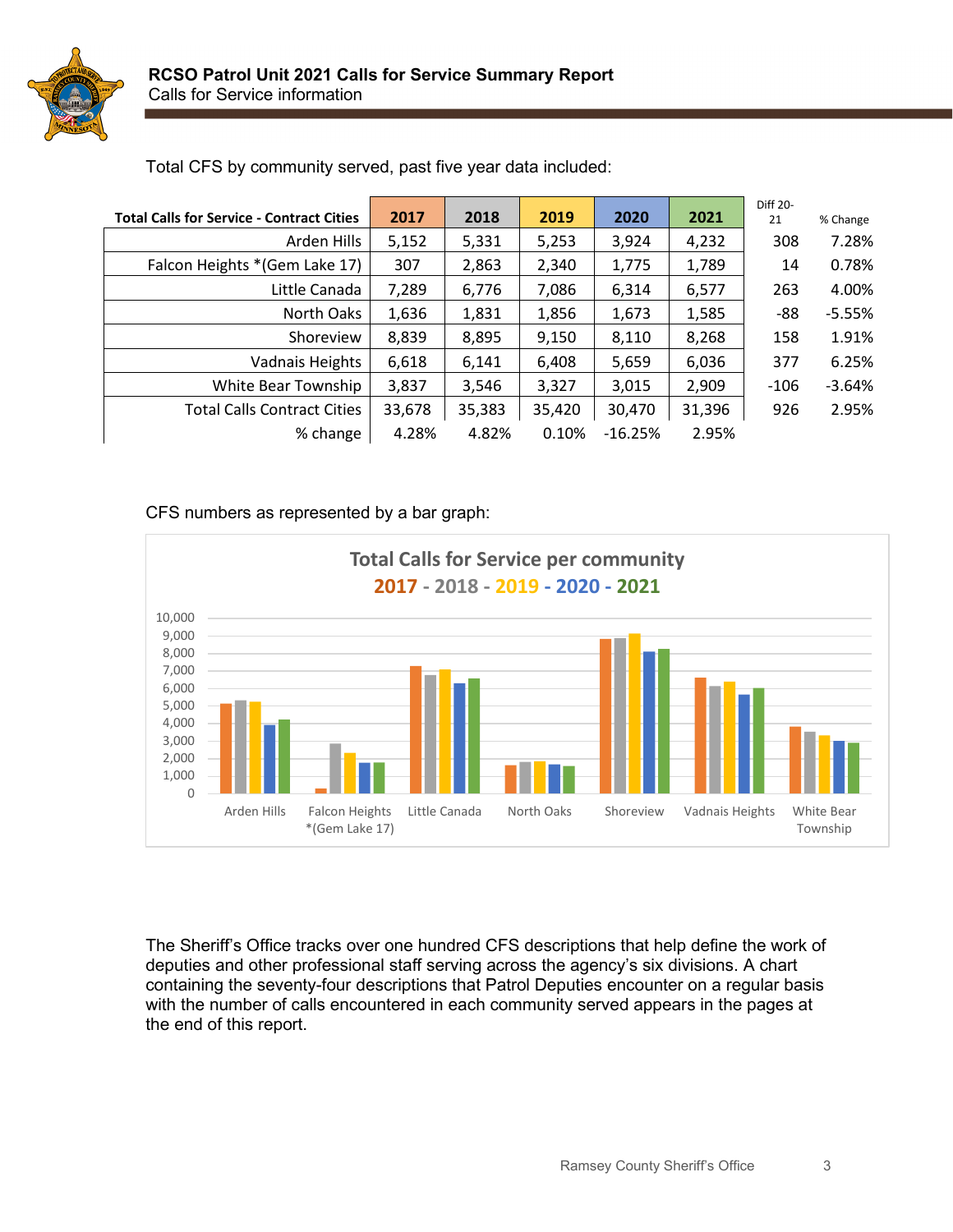## RCSO Patrol Unit 2021 Calls for Service Summary Report

Calls for Service information

Total CFS by community served, past five year data included:

| Total Calls for Service - Contract Cities | 2017 | 2018 | 2019 | 2020 | 2021 | Diff 20-21 | % Change |
|---|---|---|---|---|---|---|---|
| Arden Hills | 5,152 | 5,331 | 5,253 | 3,924 | 4,232 | 308 | 7.28% |
| Falcon Heights *(Gem Lake 17) | 307 | 2,863 | 2,340 | 1,775 | 1,789 | 14 | 0.78% |
| Little Canada | 7,289 | 6,776 | 7,086 | 6,314 | 6,577 | 263 | 4.00% |
| North Oaks | 1,636 | 1,831 | 1,856 | 1,673 | 1,585 | -88 | -5.55% |
| Shoreview | 8,839 | 8,895 | 9,150 | 8,110 | 8,268 | 158 | 1.91% |
| Vadnais Heights | 6,618 | 6,141 | 6,408 | 5,659 | 6,036 | 377 | 6.25% |
| White Bear Township | 3,837 | 3,546 | 3,327 | 3,015 | 2,909 | -106 | -3.64% |
| Total Calls Contract Cities | 33,678 | 35,383 | 35,420 | 30,470 | 31,396 | 926 | 2.95% |
| % change | 4.28% | 4.82% | 0.10% | -16.25% | 2.95% | | |

CFS numbers as represented by a bar graph:

**Total Calls for Service per community**
**2017 - 2018 - 2019 - 2020 - 2021**

| Community | 2017 | 2018 | 2019 | 2020 | 2021 |
|---|---|---|---|---|---|
| Arden Hills | 5,152 | 5,331 | 5,253 | 3,924 | 4,232 |
| Falcon Heights *(Gem Lake 17) | 307 | 2,863 | 2,340 | 1,775 | 1,789 |
| Little Canada | 7,289 | 6,776 | 7,086 | 6,314 | 6,577 |
| North Oaks | 1,636 | 1,831 | 1,856 | 1,673 | 1,585 |
| Shoreview | 8,839 | 8,895 | 9,150 | 8,110 | 8,268 |
| Vadnais Heights | 6,618 | 6,141 | 6,408 | 5,659 | 6,036 |
| White Bear Township | 3,837 | 3,546 | 3,327 | 3,015 | 2,909 |

The Sheriff's Office tracks over one hundred CFS descriptions that help define the work of deputies and other professional staff serving across the agency's six divisions. A chart containing the seventy-four descriptions that Patrol Deputies encounter on a regular basis with the number of calls encountered in each community served appears in the pages at the end of this report.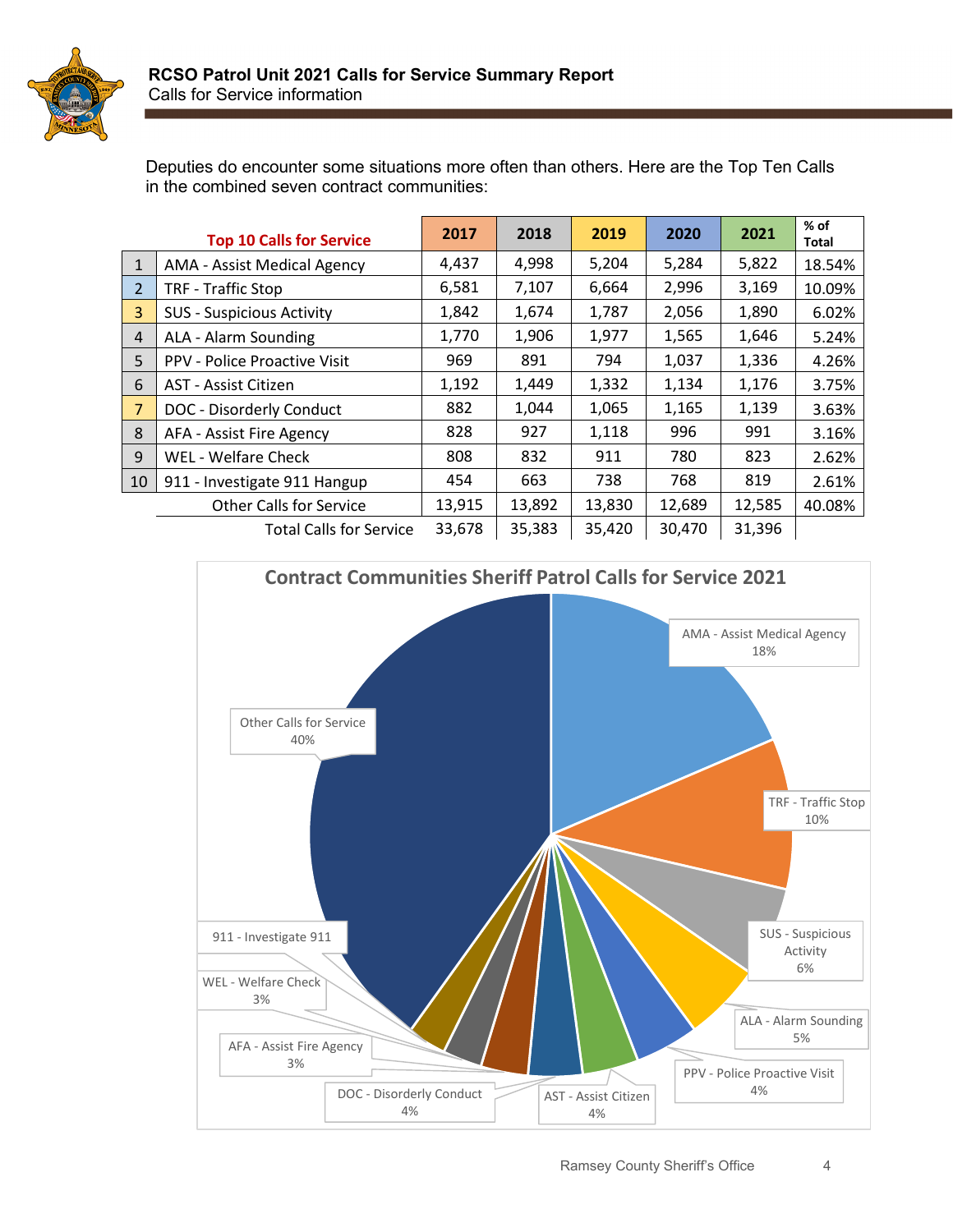Deputies do encounter some situations more often than others. Here are the Top Ten Calls in the combined seven contract communities:

| | Top 10 Calls for Service | 2017 | 2018 | 2019 | 2020 | 2021 | % of Total |
|---|---|---|---|---|---|---|---|
| 1 | AMA - Assist Medical Agency | 4,437 | 4,998 | 5,204 | 5,284 | 5,822 | 18.54% |
| 2 | TRF - Traffic Stop | 6,581 | 7,107 | 6,664 | 2,996 | 3,169 | 10.09% |
| 3 | SUS - Suspicious Activity | 1,842 | 1,674 | 1,787 | 2,056 | 1,890 | 6.02% |
| 4 | ALA - Alarm Sounding | 1,770 | 1,906 | 1,977 | 1,565 | 1,646 | 5.24% |
| 5 | PPV - Police Proactive Visit | 969 | 891 | 794 | 1,037 | 1,336 | 4.26% |
| 6 | AST - Assist Citizen | 1,192 | 1,449 | 1,332 | 1,134 | 1,176 | 3.75% |
| 7 | DOC - Disorderly Conduct | 882 | 1,044 | 1,065 | 1,165 | 1,139 | 3.63% |
| 8 | AFA - Assist Fire Agency | 828 | 927 | 1,118 | 996 | 991 | 3.16% |
| 9 | WEL - Welfare Check | 808 | 832 | 911 | 780 | 823 | 2.62% |
| 10 | 911 - Investigate 911 Hangup | 454 | 663 | 738 | 768 | 819 | 2.61% |
| | Other Calls for Service | 13,915 | 13,892 | 13,830 | 12,689 | 12,585 | 40.08% |
| | Total Calls for Service | 33,678 | 35,383 | 35,420 | 30,470 | 31,396 | |

**Contract Communities Sheriff Patrol Calls for Service 2021**

- AMA - Assist Medical Agency 18%
- TRF - Traffic Stop 10%
- SUS - Suspicious Activity 6%
- ALA - Alarm Sounding 5%
- PPV - Police Proactive Visit 4%
- AST - Assist Citizen 4%
- DOC - Disorderly Conduct 4%
- AFA - Assist Fire Agency 3%
- WEL - Welfare Check 3%
- 911 - Investigate 911
- Other Calls for Service 40%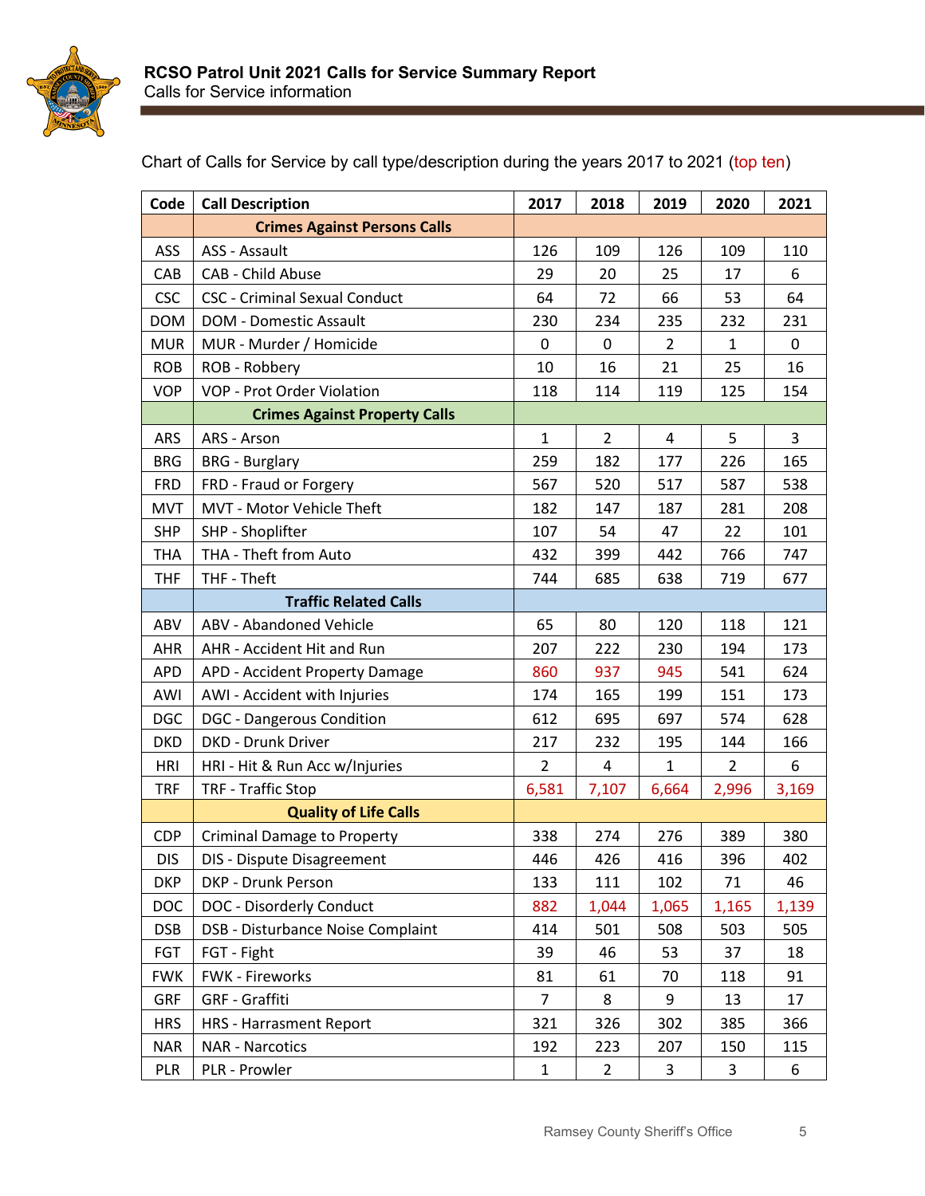# RCSO Patrol Unit 2021 Calls for Service Summary Report

Calls for Service information

Chart of Calls for Service by call type/description during the years 2017 to 2021 (top ten)

| Code | Call Description | 2017 | 2018 | 2019 | 2020 | 2021 |
|---|---|---|---|---|---|---|
| | **Crimes Against Persons Calls** | | | | | |
| ASS | ASS - Assault | 126 | 109 | 126 | 109 | 110 |
| CAB | CAB - Child Abuse | 29 | 20 | 25 | 17 | 6 |
| CSC | CSC - Criminal Sexual Conduct | 64 | 72 | 66 | 53 | 64 |
| DOM | DOM - Domestic Assault | 230 | 234 | 235 | 232 | 231 |
| MUR | MUR - Murder / Homicide | 0 | 0 | 2 | 1 | 0 |
| ROB | ROB - Robbery | 10 | 16 | 21 | 25 | 16 |
| VOP | VOP - Prot Order Violation | 118 | 114 | 119 | 125 | 154 |
| | **Crimes Against Property Calls** | | | | | |
| ARS | ARS - Arson | 1 | 2 | 4 | 5 | 3 |
| BRG | BRG - Burglary | 259 | 182 | 177 | 226 | 165 |
| FRD | FRD - Fraud or Forgery | 567 | 520 | 517 | 587 | 538 |
| MVT | MVT - Motor Vehicle Theft | 182 | 147 | 187 | 281 | 208 |
| SHP | SHP - Shoplifter | 107 | 54 | 47 | 22 | 101 |
| THA | THA - Theft from Auto | 432 | 399 | 442 | 766 | 747 |
| THF | THF - Theft | 744 | 685 | 638 | 719 | 677 |
| | **Traffic Related Calls** | | | | | |
| ABV | ABV - Abandoned Vehicle | 65 | 80 | 120 | 118 | 121 |
| AHR | AHR - Accident Hit and Run | 207 | 222 | 230 | 194 | 173 |
| APD | APD - Accident Property Damage | 860 | 937 | 945 | 541 | 624 |
| AWI | AWI - Accident with Injuries | 174 | 165 | 199 | 151 | 173 |
| DGC | DGC - Dangerous Condition | 612 | 695 | 697 | 574 | 628 |
| DKD | DKD - Drunk Driver | 217 | 232 | 195 | 144 | 166 |
| HRI | HRI - Hit & Run Acc w/Injuries | 2 | 4 | 1 | 2 | 6 |
| TRF | TRF - Traffic Stop | 6,581 | 7,107 | 6,664 | 2,996 | 3,169 |
| | **Quality of Life Calls** | | | | | |
| CDP | Criminal Damage to Property | 338 | 274 | 276 | 389 | 380 |
| DIS | DIS - Dispute Disagreement | 446 | 426 | 416 | 396 | 402 |
| DKP | DKP - Drunk Person | 133 | 111 | 102 | 71 | 46 |
| DOC | DOC - Disorderly Conduct | 882 | 1,044 | 1,065 | 1,165 | 1,139 |
| DSB | DSB - Disturbance Noise Complaint | 414 | 501 | 508 | 503 | 505 |
| FGT | FGT - Fight | 39 | 46 | 53 | 37 | 18 |
| FWK | FWK - Fireworks | 81 | 61 | 70 | 118 | 91 |
| GRF | GRF - Graffiti | 7 | 8 | 9 | 13 | 17 |
| HRS | HRS - Harrasment Report | 321 | 326 | 302 | 385 | 366 |
| NAR | NAR - Narcotics | 192 | 223 | 207 | 150 | 115 |
| PLR | PLR - Prowler | 1 | 2 | 3 | 3 | 6 |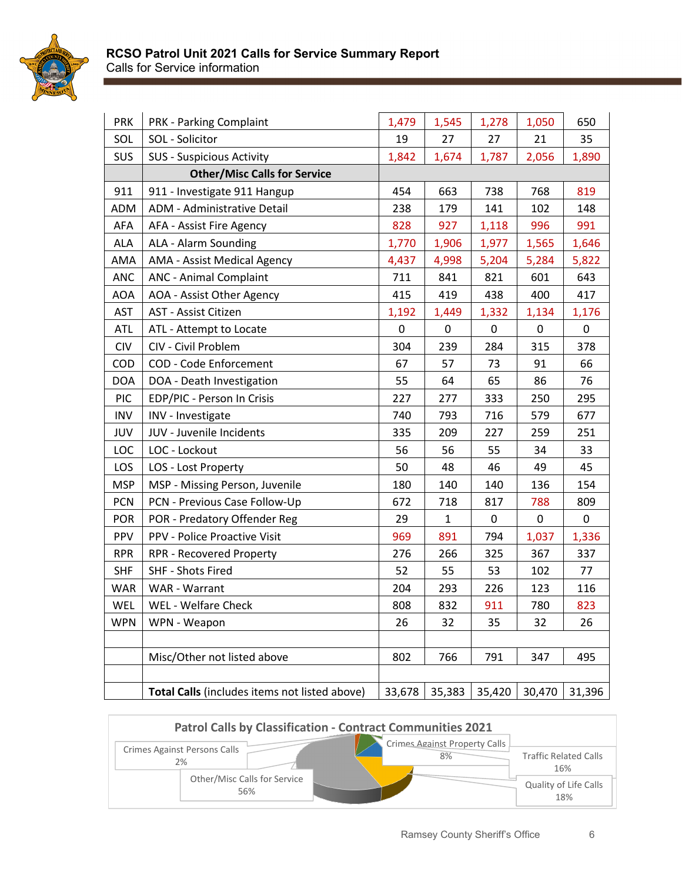# RCSO Patrol Unit 2021 Calls for Service Summary Report

Calls for Service information

| | | | | | | |
|---|---|---|---|---|---|---|
| PRK | PRK - Parking Complaint | 1,479 | 1,545 | 1,278 | 1,050 | 650 |
| SOL | SOL - Solicitor | 19 | 27 | 27 | 21 | 35 |
| SUS | SUS - Suspicious Activity | 1,842 | 1,674 | 1,787 | 2,056 | 1,890 |
| | **Other/Misc Calls for Service** | | | | | |
| 911 | 911 - Investigate 911 Hangup | 454 | 663 | 738 | 768 | 819 |
| ADM | ADM - Administrative Detail | 238 | 179 | 141 | 102 | 148 |
| AFA | AFA - Assist Fire Agency | 828 | 927 | 1,118 | 996 | 991 |
| ALA | ALA - Alarm Sounding | 1,770 | 1,906 | 1,977 | 1,565 | 1,646 |
| AMA | AMA - Assist Medical Agency | 4,437 | 4,998 | 5,204 | 5,284 | 5,822 |
| ANC | ANC - Animal Complaint | 711 | 841 | 821 | 601 | 643 |
| AOA | AOA - Assist Other Agency | 415 | 419 | 438 | 400 | 417 |
| AST | AST - Assist Citizen | 1,192 | 1,449 | 1,332 | 1,134 | 1,176 |
| ATL | ATL - Attempt to Locate | 0 | 0 | 0 | 0 | 0 |
| CIV | CIV - Civil Problem | 304 | 239 | 284 | 315 | 378 |
| COD | COD - Code Enforcement | 67 | 57 | 73 | 91 | 66 |
| DOA | DOA - Death Investigation | 55 | 64 | 65 | 86 | 76 |
| PIC | EDP/PIC - Person In Crisis | 227 | 277 | 333 | 250 | 295 |
| INV | INV - Investigate | 740 | 793 | 716 | 579 | 677 |
| JUV | JUV - Juvenile Incidents | 335 | 209 | 227 | 259 | 251 |
| LOC | LOC - Lockout | 56 | 56 | 55 | 34 | 33 |
| LOS | LOS - Lost Property | 50 | 48 | 46 | 49 | 45 |
| MSP | MSP - Missing Person, Juvenile | 180 | 140 | 140 | 136 | 154 |
| PCN | PCN - Previous Case Follow-Up | 672 | 718 | 817 | 788 | 809 |
| POR | POR - Predatory Offender Reg | 29 | 1 | 0 | 0 | 0 |
| PPV | PPV - Police Proactive Visit | 969 | 891 | 794 | 1,037 | 1,336 |
| RPR | RPR - Recovered Property | 276 | 266 | 325 | 367 | 337 |
| SHF | SHF - Shots Fired | 52 | 55 | 53 | 102 | 77 |
| WAR | WAR - Warrant | 204 | 293 | 226 | 123 | 116 |
| WEL | WEL - Welfare Check | 808 | 832 | 911 | 780 | 823 |
| WPN | WPN - Weapon | 26 | 32 | 35 | 32 | 26 |
| | | | | | | |
| | Misc/Other not listed above | 802 | 766 | 791 | 347 | 495 |
| | | | | | | |
| | **Total Calls** (includes items not listed above) | 33,678 | 35,383 | 35,420 | 30,470 | 31,396 |

**Patrol Calls by Classification - Contract Communities 2021**

- Crimes Against Persons Calls 2%
- Crimes Against Property Calls 8%
- Traffic Related Calls 16%
- Quality of Life Calls 18%
- Other/Misc Calls for Service 56%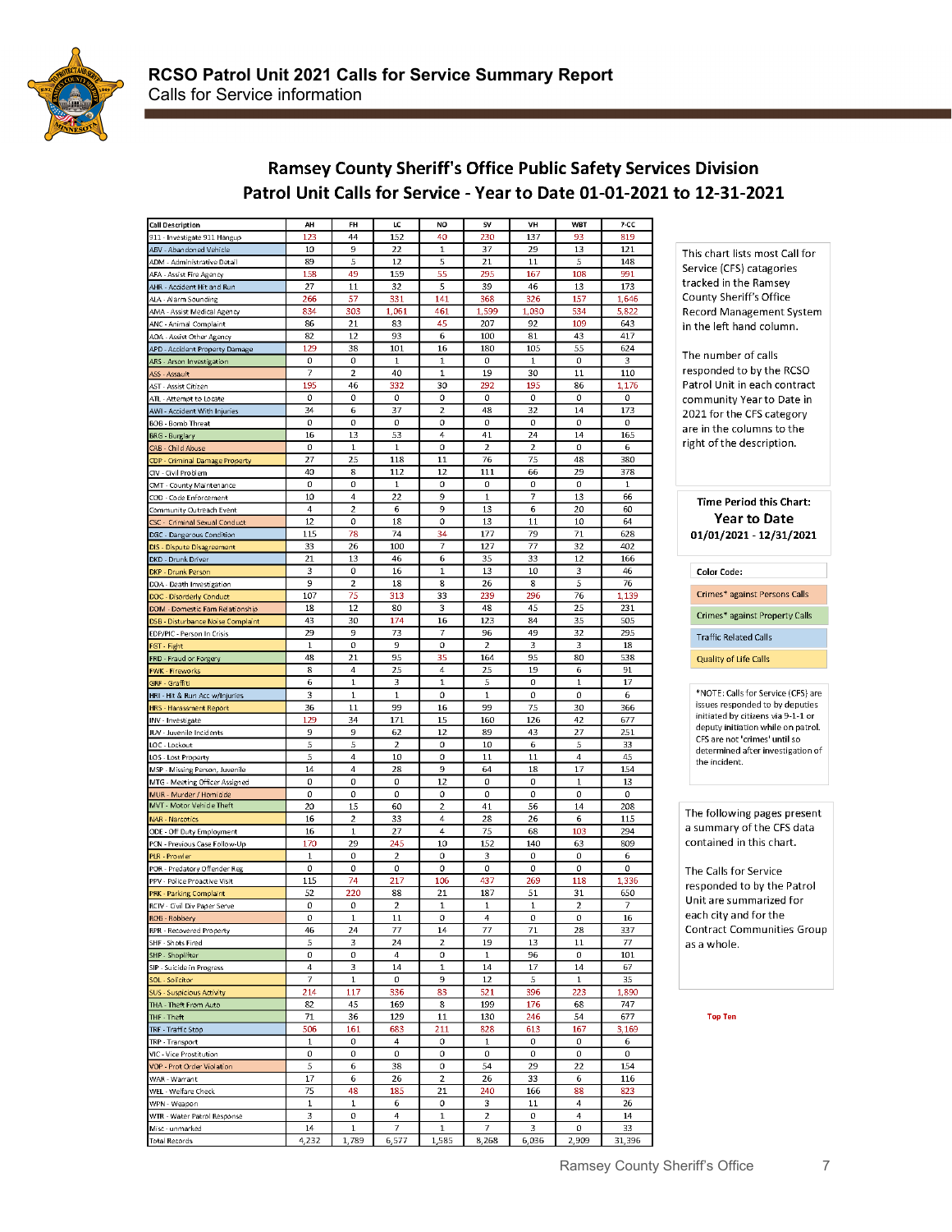## RCSO Patrol Unit 2021 Calls for Service Summary Report

Calls for Service information

### Ramsey County Sheriff's Office Public Safety Services Division
### Patrol Unit Calls for Service - Year to Date 01-01-2021 to 12-31-2021

| Call Description | AH | FH | LC | NO | SV | VH | WBT | 7-CC |
|---|---|---|---|---|---|---|---|---|
| 911 - Investigate 911 Hangup | 123 | 44 | 152 | 40 | 230 | 137 | 93 | 819 |
| ABV - Abandoned Vehicle | 10 | 9 | 22 | 1 | 37 | 29 | 13 | 121 |
| ADM - Administrative Detail | 89 | 5 | 12 | 5 | 21 | 11 | 5 | 148 |
| AFA - Assist Fire Agency | 158 | 49 | 159 | 55 | 295 | 167 | 108 | 991 |
| AHR - Accident Hit and Run | 27 | 11 | 32 | 5 | 39 | 46 | 13 | 173 |
| ALA - Alarm Sounding | 266 | 57 | 331 | 141 | 368 | 326 | 157 | 1,646 |
| AMA - Assist Medical Agency | 834 | 303 | 1,061 | 461 | 1,599 | 1,030 | 534 | 5,822 |
| ANC - Animal Complaint | 86 | 21 | 83 | 45 | 207 | 92 | 109 | 643 |
| AOA - Assist Other Agency | 82 | 12 | 93 | 6 | 100 | 81 | 43 | 417 |
| APD - Accident Property Damage | 129 | 38 | 101 | 16 | 180 | 105 | 55 | 624 |
| ARS - Arson Investigation | 0 | 0 | 1 | 1 | 0 | 1 | 0 | 3 |
| ASS - Assault | 7 | 2 | 40 | 1 | 19 | 30 | 11 | 110 |
| AST - Assist Citizen | 195 | 46 | 332 | 30 | 292 | 195 | 86 | 1,176 |
| ATL - Attempt to Locate | 0 | 0 | 0 | 0 | 0 | 0 | 0 | 0 |
| AWI - Accident With Injuries | 34 | 6 | 37 | 2 | 48 | 32 | 14 | 173 |
| BOB - Bomb Threat | 0 | 0 | 0 | 0 | 0 | 0 | 0 | 0 |
| BRG - Burglary | 16 | 13 | 53 | 4 | 41 | 24 | 14 | 165 |
| CAB - Child Abuse | 0 | 1 | 1 | 0 | 2 | 2 | 0 | 6 |
| CDP - Criminal Damage Property | 27 | 25 | 118 | 11 | 76 | 75 | 48 | 380 |
| CIV - Civil Problem | 40 | 8 | 112 | 12 | 111 | 66 | 29 | 378 |
| CMT - County Maintenance | 0 | 0 | 1 | 0 | 0 | 0 | 0 | 1 |
| COD - Code Enforcement | 10 | 4 | 22 | 9 | 1 | 7 | 13 | 66 |
| Community Outreach Event | 4 | 2 | 6 | 9 | 13 | 6 | 20 | 60 |
| CSC - Criminal Sexual Conduct | 12 | 0 | 18 | 0 | 13 | 11 | 10 | 64 |
| DGC - Dangerous Condition | 115 | 78 | 74 | 34 | 177 | 79 | 71 | 628 |
| DIS - Dispute Disagreement | 33 | 26 | 100 | 7 | 127 | 77 | 32 | 402 |
| DKD - Drunk Driver | 21 | 13 | 46 | 6 | 35 | 33 | 12 | 166 |
| DKP - Drunk Person | 3 | 0 | 16 | 1 | 13 | 10 | 3 | 46 |
| DOA - Death Investigation | 9 | 2 | 18 | 8 | 26 | 8 | 5 | 76 |
| DOC - Disorderly Conduct | 107 | 75 | 313 | 33 | 239 | 296 | 76 | 1,139 |
| DOM - Domestic Fam Relationship | 18 | 12 | 80 | 3 | 48 | 45 | 25 | 231 |
| DSB - Disturbance Noise Complaint | 43 | 30 | 174 | 16 | 123 | 84 | 35 | 505 |
| EDP/PIC - Person In Crisis | 29 | 9 | 73 | 7 | 96 | 49 | 32 | 295 |
| FGT - Fight | 1 | 0 | 9 | 0 | 2 | 3 | 3 | 18 |
| FRD - Fraud or Forgery | 48 | 21 | 95 | 35 | 164 | 95 | 80 | 538 |
| FWK - Fireworks | 8 | 4 | 25 | 4 | 25 | 19 | 6 | 91 |
| GRF - Graffiti | 6 | 1 | 3 | 1 | 5 | 0 | 1 | 17 |
| HRI - Hit & Run Acc w/Injuries | 3 | 1 | 1 | 0 | 1 | 0 | 0 | 6 |
| HRS - Harassment Report | 36 | 11 | 99 | 16 | 99 | 75 | 30 | 366 |
| INV - Investigate | 129 | 34 | 171 | 15 | 160 | 126 | 42 | 677 |
| JUV - Juvenile Incidents | 9 | 9 | 62 | 12 | 89 | 43 | 27 | 251 |
| LOC - Lockout | 5 | 5 | 2 | 0 | 10 | 6 | 5 | 33 |
| LOS - Lost Property | 5 | 4 | 10 | 0 | 11 | 11 | 4 | 45 |
| MSP - Missing Person, Juvenile | 14 | 4 | 28 | 9 | 64 | 18 | 17 | 154 |
| MTG - Meeting Officer Assigned | 0 | 0 | 0 | 12 | 0 | 0 | 1 | 13 |
| MUR - Murder / Homicide | 0 | 0 | 0 | 0 | 0 | 0 | 0 | 0 |
| MVT - Motor Vehicle Theft | 20 | 15 | 60 | 2 | 41 | 56 | 14 | 208 |
| NAR - Narcotics | 16 | 2 | 33 | 4 | 28 | 26 | 6 | 115 |
| ODE - Off Duty Employment | 16 | 1 | 27 | 4 | 75 | 68 | 103 | 294 |
| PCN - Previous Case Follow-Up | 170 | 29 | 245 | 10 | 152 | 140 | 63 | 809 |
| PLR - Prowler | 1 | 0 | 2 | 0 | 3 | 0 | 0 | 6 |
| POR - Predatory Offender Reg | 0 | 0 | 0 | 0 | 0 | 0 | 0 | 0 |
| PPV - Police Proactive Visit | 115 | 74 | 217 | 106 | 437 | 269 | 118 | 1,336 |
| PRK - Parking Complaint | 52 | 220 | 88 | 21 | 187 | 51 | 31 | 650 |
| RCIV - Civil Div Paper Serve | 0 | 0 | 2 | 1 | 1 | 1 | 2 | 7 |
| ROB - Robbery | 0 | 1 | 11 | 0 | 4 | 0 | 0 | 16 |
| RPR - Recovered Property | 46 | 24 | 77 | 14 | 77 | 71 | 28 | 337 |
| SHF - Shots Fired | 5 | 3 | 24 | 2 | 19 | 13 | 11 | 77 |
| SHP - Shoplifter | 0 | 0 | 4 | 0 | 1 | 96 | 0 | 101 |
| SIP - Suicide in Progress | 4 | 3 | 14 | 1 | 14 | 17 | 14 | 67 |
| SOL - Solicitor | 7 | 1 | 0 | 9 | 12 | 5 | 1 | 35 |
| SUS - Suspicious Activity | 214 | 117 | 336 | 83 | 521 | 396 | 223 | 1,890 |
| THA - Theft From Auto | 82 | 45 | 169 | 8 | 199 | 176 | 68 | 747 |
| THF - Theft | 71 | 36 | 129 | 11 | 130 | 246 | 54 | 677 |
| TRF - Traffic Stop | 506 | 161 | 683 | 211 | 828 | 613 | 167 | 3,169 |
| TRP - Transport | 1 | 0 | 4 | 0 | 1 | 0 | 0 | 6 |
| VIC - Vice Prostitution | 0 | 0 | 0 | 0 | 0 | 0 | 0 | 0 |
| VOP - Prot Order Violation | 5 | 6 | 38 | 0 | 54 | 29 | 22 | 154 |
| WAR - Warrant | 17 | 6 | 26 | 2 | 26 | 33 | 6 | 116 |
| WEL - Welfare Check | 75 | 48 | 185 | 21 | 240 | 166 | 88 | 823 |
| WPN - Weapon | 1 | 1 | 6 | 0 | 3 | 11 | 4 | 26 |
| WTR - Water Patrol Response | 3 | 0 | 4 | 1 | 2 | 0 | 4 | 14 |
| Misc - unmarked | 14 | 1 | 7 | 1 | 7 | 3 | 0 | 33 |
| Total Records | 4,232 | 1,789 | 6,577 | 1,585 | 8,268 | 6,036 | 2,909 | 31,396 |

This chart lists most Call for Service (CFS) catagories tracked in the Ramsey County Sheriff's Office Record Management System in the left hand column.

The number of calls responded to by the RCSO Patrol Unit in each contract community Year to Date in 2021 for the CFS category are in the columns to the right of the description.

**Time Period this Chart:**
**Year to Date**
**01/01/2021 - 12/31/2021**

**Color Code:**
- Crimes* against Persons Calls
- Crimes* against Property Calls
- Traffic Related Calls
- Quality of Life Calls

*NOTE: Calls for Service (CFS) are issues responded to by deputies initiated by citizens via 9-1-1 or deputy initiation while on patrol. CFS are not 'crimes' until so determined after investigation of the incident.

The following pages present a summary of the CFS data contained in this chart.

The Calls for Service responded to by the Patrol Unit are summarized for each city and for the Contract Communities Group as a whole.

Top Ten